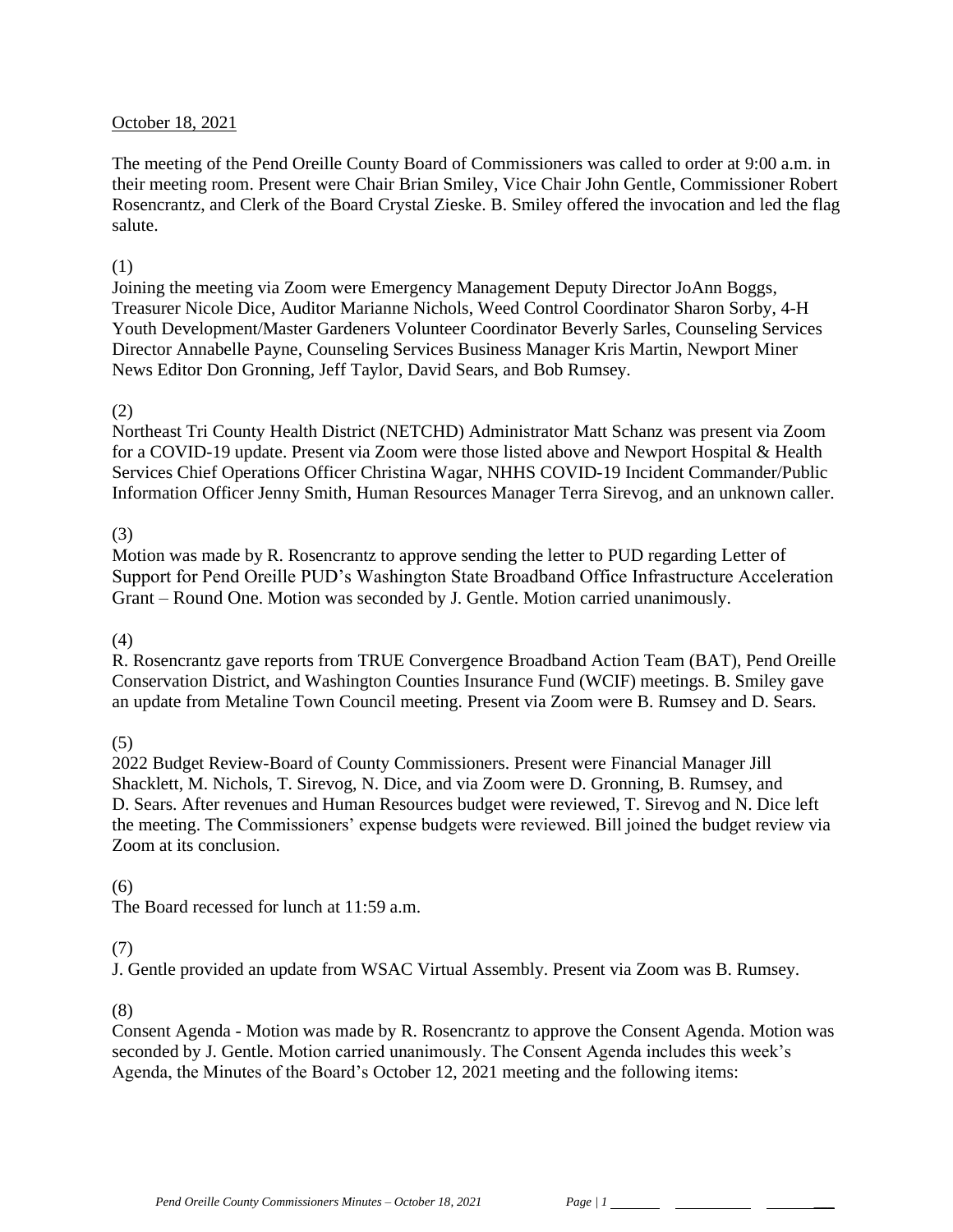October 18, 2021

The meeting of the Pend Oreille County Board of Commissioners was called to order at 9:00 a.m. in their meeting room. Present were Chair Brian Smiley, Vice Chair John Gentle, Commissioner Robert Rosencrantz, and Clerk of the Board Crystal Zieske. B. Smiley offered the invocation and led the flag salute.

(1)
Joining the meeting via Zoom were Emergency Management Deputy Director JoAnn Boggs, Treasurer Nicole Dice, Auditor Marianne Nichols, Weed Control Coordinator Sharon Sorby, 4-H Youth Development/Master Gardeners Volunteer Coordinator Beverly Sarles, Counseling Services Director Annabelle Payne, Counseling Services Business Manager Kris Martin, Newport Miner News Editor Don Gronning, Jeff Taylor, David Sears, and Bob Rumsey.

(2)
Northeast Tri County Health District (NETCHD) Administrator Matt Schanz was present via Zoom for a COVID-19 update. Present via Zoom were those listed above and Newport Hospital & Health Services Chief Operations Officer Christina Wagar, NHHS COVID-19 Incident Commander/Public Information Officer Jenny Smith, Human Resources Manager Terra Sirevog, and an unknown caller.

(3)
Motion was made by R. Rosencrantz to approve sending the letter to PUD regarding Letter of Support for Pend Oreille PUD's Washington State Broadband Office Infrastructure Acceleration Grant – Round One. Motion was seconded by J. Gentle. Motion carried unanimously.

(4)
R. Rosencrantz gave reports from TRUE Convergence Broadband Action Team (BAT), Pend Oreille Conservation District, and Washington Counties Insurance Fund (WCIF) meetings. B. Smiley gave an update from Metaline Town Council meeting. Present via Zoom were B. Rumsey and D. Sears.

(5)
2022 Budget Review-Board of County Commissioners. Present were Financial Manager Jill Shacklett, M. Nichols, T. Sirevog, N. Dice, and via Zoom were D. Gronning, B. Rumsey, and D. Sears. After revenues and Human Resources budget were reviewed, T. Sirevog and N. Dice left the meeting. The Commissioners' expense budgets were reviewed. Bill joined the budget review via Zoom at its conclusion.

(6)
The Board recessed for lunch at 11:59 a.m.

(7)
J. Gentle provided an update from WSAC Virtual Assembly. Present via Zoom was B. Rumsey.

(8)
Consent Agenda - Motion was made by R. Rosencrantz to approve the Consent Agenda. Motion was seconded by J. Gentle. Motion carried unanimously. The Consent Agenda includes this week's Agenda, the Minutes of the Board's October 12, 2021 meeting and the following items: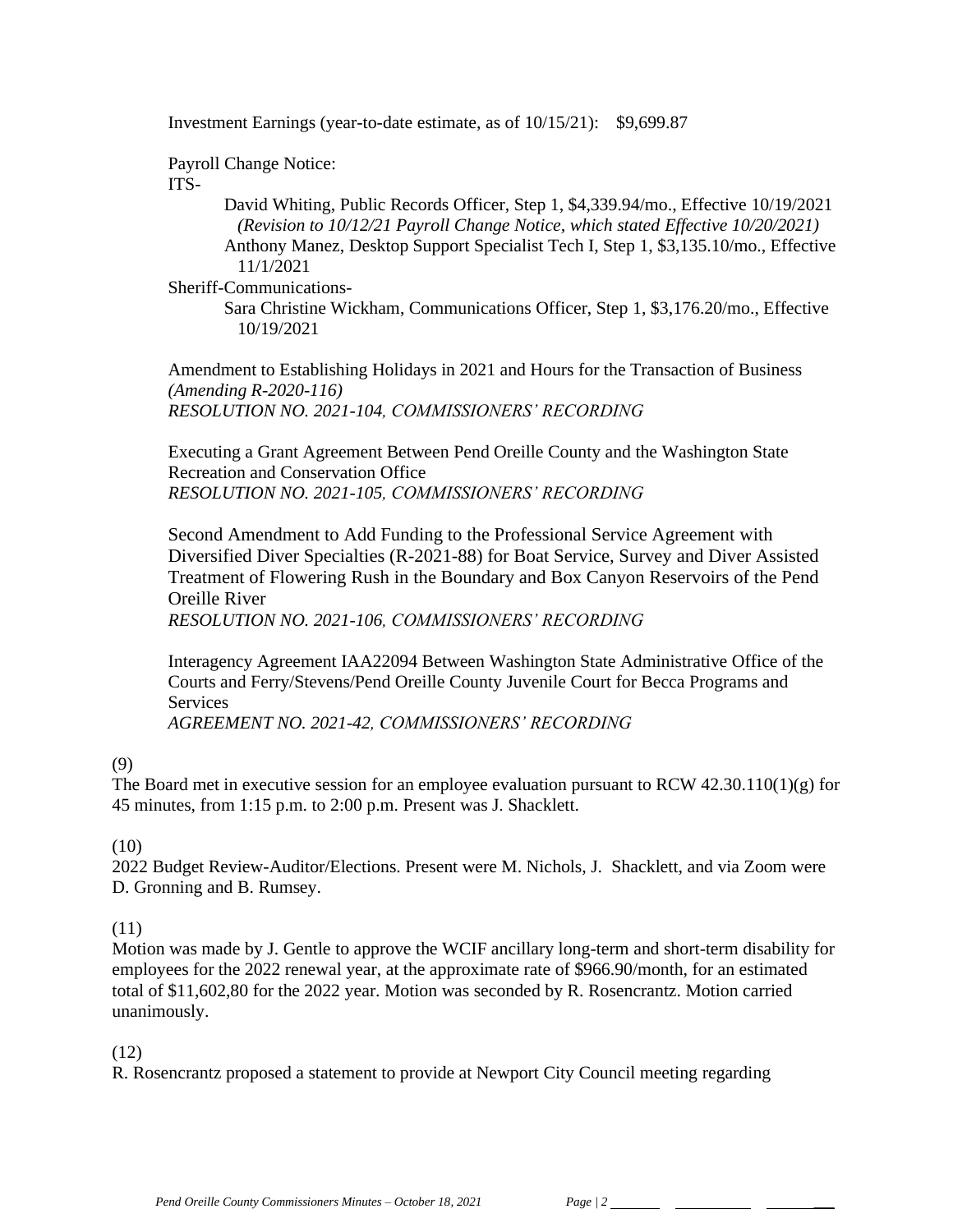Investment Earnings (year-to-date estimate, as of 10/15/21): $9,699.87

Payroll Change Notice:

ITS-

David Whiting, Public Records Officer, Step 1, $4,339.94/mo., Effective 10/19/2021 *(Revision to 10/12/21 Payroll Change Notice, which stated Effective 10/20/2021)*

Anthony Manez, Desktop Support Specialist Tech I, Step 1, $3,135.10/mo., Effective 11/1/2021

Sheriff-Communications-

Sara Christine Wickham, Communications Officer, Step 1, $3,176.20/mo., Effective 10/19/2021

Amendment to Establishing Holidays in 2021 and Hours for the Transaction of Business *(Amending R-2020-116)*
*RESOLUTION NO. 2021-104, COMMISSIONERS' RECORDING*

Executing a Grant Agreement Between Pend Oreille County and the Washington State Recreation and Conservation Office
*RESOLUTION NO. 2021-105, COMMISSIONERS' RECORDING*

Second Amendment to Add Funding to the Professional Service Agreement with Diversified Diver Specialties (R-2021-88) for Boat Service, Survey and Diver Assisted Treatment of Flowering Rush in the Boundary and Box Canyon Reservoirs of the Pend Oreille River
*RESOLUTION NO. 2021-106, COMMISSIONERS' RECORDING*

Interagency Agreement IAA22094 Between Washington State Administrative Office of the Courts and Ferry/Stevens/Pend Oreille County Juvenile Court for Becca Programs and Services
*AGREEMENT NO. 2021-42, COMMISSIONERS' RECORDING*

(9)
The Board met in executive session for an employee evaluation pursuant to RCW 42.30.110(1)(g) for 45 minutes, from 1:15 p.m. to 2:00 p.m. Present was J. Shacklett.

(10)
2022 Budget Review-Auditor/Elections. Present were M. Nichols, J. Shacklett, and via Zoom were D. Gronning and B. Rumsey.

(11)
Motion was made by J. Gentle to approve the WCIF ancillary long-term and short-term disability for employees for the 2022 renewal year, at the approximate rate of $966.90/month, for an estimated total of $11,602,80 for the 2022 year. Motion was seconded by R. Rosencrantz. Motion carried unanimously.

(12)
R. Rosencrantz proposed a statement to provide at Newport City Council meeting regarding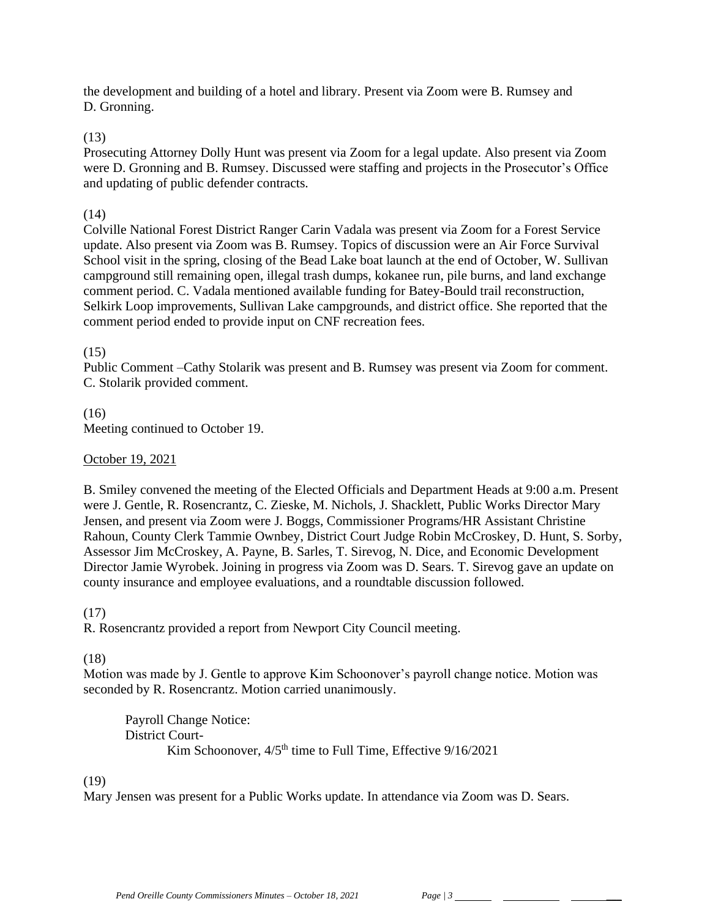the development and building of a hotel and library. Present via Zoom were B. Rumsey and D. Gronning.

(13)
Prosecuting Attorney Dolly Hunt was present via Zoom for a legal update. Also present via Zoom were D. Gronning and B. Rumsey. Discussed were staffing and projects in the Prosecutor's Office and updating of public defender contracts.

(14)
Colville National Forest District Ranger Carin Vadala was present via Zoom for a Forest Service update. Also present via Zoom was B. Rumsey. Topics of discussion were an Air Force Survival School visit in the spring, closing of the Bead Lake boat launch at the end of October, W. Sullivan campground still remaining open, illegal trash dumps, kokanee run, pile burns, and land exchange comment period. C. Vadala mentioned available funding for Batey-Bould trail reconstruction, Selkirk Loop improvements, Sullivan Lake campgrounds, and district office. She reported that the comment period ended to provide input on CNF recreation fees.

(15)
Public Comment –Cathy Stolarik was present and B. Rumsey was present via Zoom for comment. C. Stolarik provided comment.

(16)
Meeting continued to October 19.

<u>October 19, 2021</u>

B. Smiley convened the meeting of the Elected Officials and Department Heads at 9:00 a.m. Present were J. Gentle, R. Rosencrantz, C. Zieske, M. Nichols, J. Shacklett, Public Works Director Mary Jensen, and present via Zoom were J. Boggs, Commissioner Programs/HR Assistant Christine Rahoun, County Clerk Tammie Ownbey, District Court Judge Robin McCroskey, D. Hunt, S. Sorby, Assessor Jim McCroskey, A. Payne, B. Sarles, T. Sirevog, N. Dice, and Economic Development Director Jamie Wyrobek. Joining in progress via Zoom was D. Sears. T. Sirevog gave an update on county insurance and employee evaluations, and a roundtable discussion followed.

(17)
R. Rosencrantz provided a report from Newport City Council meeting.

(18)
Motion was made by J. Gentle to approve Kim Schoonover's payroll change notice. Motion was seconded by R. Rosencrantz. Motion carried unanimously.

Payroll Change Notice:
District Court-
Kim Schoonover, 4/5th time to Full Time, Effective 9/16/2021

(19)
Mary Jensen was present for a Public Works update. In attendance via Zoom was D. Sears.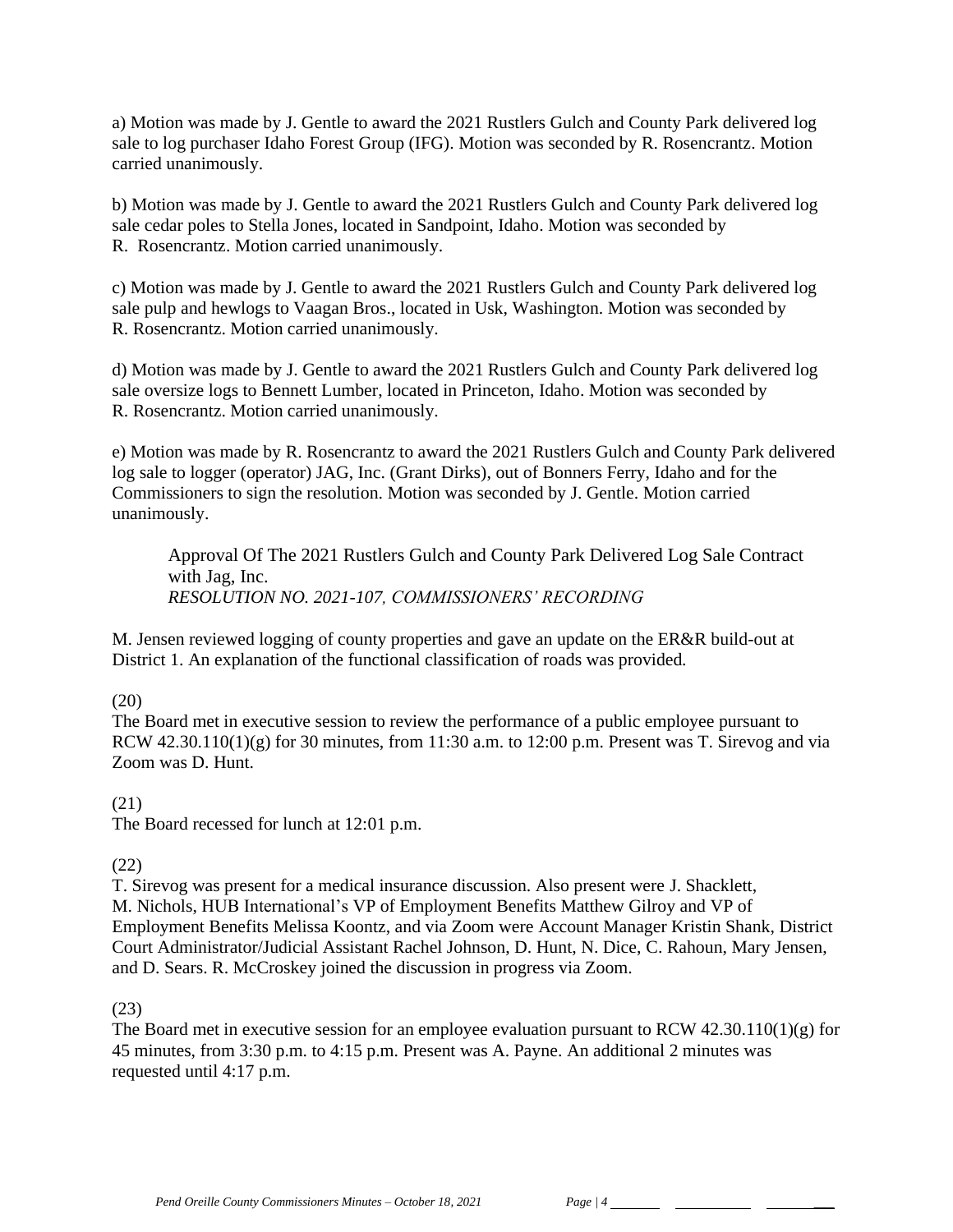a) Motion was made by J. Gentle to award the 2021 Rustlers Gulch and County Park delivered log sale to log purchaser Idaho Forest Group (IFG). Motion was seconded by R. Rosencrantz. Motion carried unanimously.

b) Motion was made by J. Gentle to award the 2021 Rustlers Gulch and County Park delivered log sale cedar poles to Stella Jones, located in Sandpoint, Idaho. Motion was seconded by R. Rosencrantz. Motion carried unanimously.

c) Motion was made by J. Gentle to award the 2021 Rustlers Gulch and County Park delivered log sale pulp and hewlogs to Vaagan Bros., located in Usk, Washington. Motion was seconded by R. Rosencrantz. Motion carried unanimously.

d) Motion was made by J. Gentle to award the 2021 Rustlers Gulch and County Park delivered log sale oversize logs to Bennett Lumber, located in Princeton, Idaho. Motion was seconded by R. Rosencrantz. Motion carried unanimously.

e) Motion was made by R. Rosencrantz to award the 2021 Rustlers Gulch and County Park delivered log sale to logger (operator) JAG, Inc. (Grant Dirks), out of Bonners Ferry, Idaho and for the Commissioners to sign the resolution. Motion was seconded by J. Gentle. Motion carried unanimously.

> Approval Of The 2021 Rustlers Gulch and County Park Delivered Log Sale Contract with Jag, Inc.
> *RESOLUTION NO. 2021-107, COMMISSIONERS' RECORDING*

M. Jensen reviewed logging of county properties and gave an update on the ER&R build-out at District 1. An explanation of the functional classification of roads was provided.

(20)
The Board met in executive session to review the performance of a public employee pursuant to RCW 42.30.110(1)(g) for 30 minutes, from 11:30 a.m. to 12:00 p.m. Present was T. Sirevog and via Zoom was D. Hunt.

(21)
The Board recessed for lunch at 12:01 p.m.

(22)
T. Sirevog was present for a medical insurance discussion. Also present were J. Shacklett, M. Nichols, HUB International's VP of Employment Benefits Matthew Gilroy and VP of Employment Benefits Melissa Koontz, and via Zoom were Account Manager Kristin Shank, District Court Administrator/Judicial Assistant Rachel Johnson, D. Hunt, N. Dice, C. Rahoun, Mary Jensen, and D. Sears. R. McCroskey joined the discussion in progress via Zoom.

(23)
The Board met in executive session for an employee evaluation pursuant to RCW 42.30.110(1)(g) for 45 minutes, from 3:30 p.m. to 4:15 p.m. Present was A. Payne. An additional 2 minutes was requested until 4:17 p.m.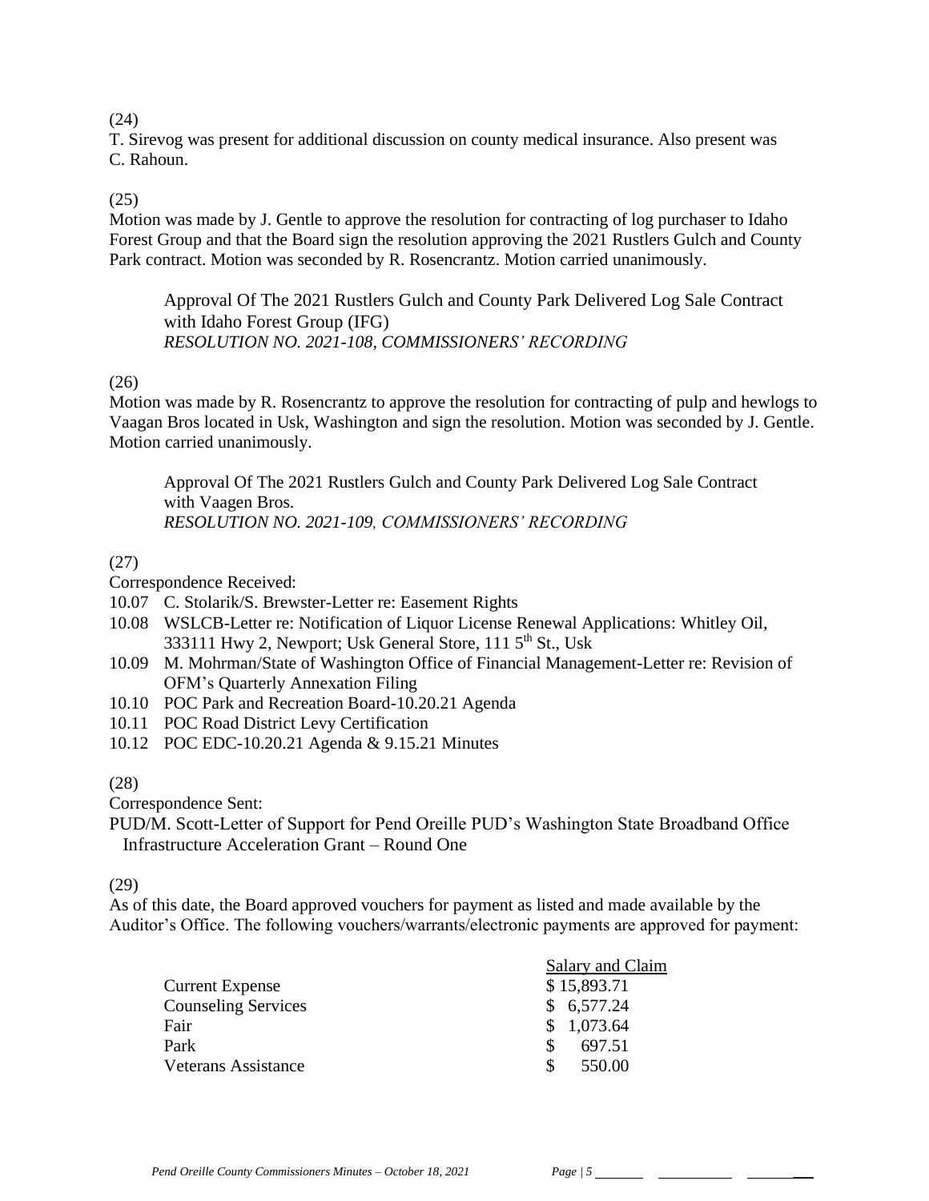(24)

T. Sirevog was present for additional discussion on county medical insurance. Also present was C. Rahoun.

(25)

Motion was made by J. Gentle to approve the resolution for contracting of log purchaser to Idaho Forest Group and that the Board sign the resolution approving the 2021 Rustlers Gulch and County Park contract. Motion was seconded by R. Rosencrantz. Motion carried unanimously.

> Approval Of The 2021 Rustlers Gulch and County Park Delivered Log Sale Contract with Idaho Forest Group (IFG)
> *RESOLUTION NO. 2021-108, COMMISSIONERS' RECORDING*

(26)

Motion was made by R. Rosencrantz to approve the resolution for contracting of pulp and hewlogs to Vaagan Bros located in Usk, Washington and sign the resolution. Motion was seconded by J. Gentle. Motion carried unanimously.

> Approval Of The 2021 Rustlers Gulch and County Park Delivered Log Sale Contract with Vaagen Bros.
> *RESOLUTION NO. 2021-109, COMMISSIONERS' RECORDING*

(27)

Correspondence Received:

10.07 C. Stolarik/S. Brewster-Letter re: Easement Rights
10.08 WSLCB-Letter re: Notification of Liquor License Renewal Applications: Whitley Oil, 333111 Hwy 2, Newport; Usk General Store, 111 5th St., Usk
10.09 M. Mohrman/State of Washington Office of Financial Management-Letter re: Revision of OFM's Quarterly Annexation Filing
10.10 POC Park and Recreation Board-10.20.21 Agenda
10.11 POC Road District Levy Certification
10.12 POC EDC-10.20.21 Agenda & 9.15.21 Minutes

(28)

Correspondence Sent:

PUD/M. Scott-Letter of Support for Pend Oreille PUD's Washington State Broadband Office Infrastructure Acceleration Grant – Round One

(29)

As of this date, the Board approved vouchers for payment as listed and made available by the Auditor's Office. The following vouchers/warrants/electronic payments are approved for payment:

| | Salary and Claim |
|---|---|
| Current Expense | $ 15,893.71 |
| Counseling Services | $ 6,577.24 |
| Fair | $ 1,073.64 |
| Park | $ 697.51 |
| Veterans Assistance | $ 550.00 |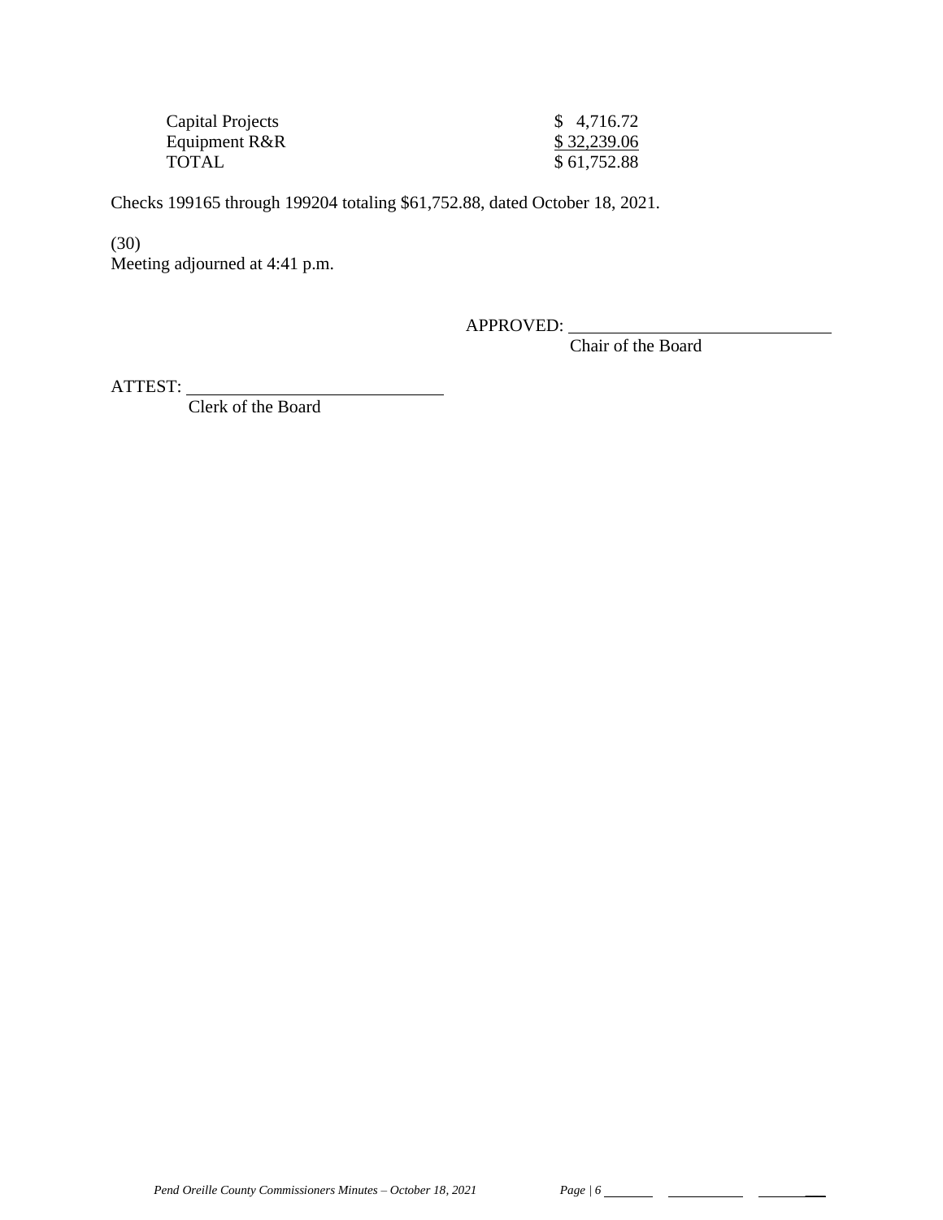| | |
|---|---|
| Capital Projects | $ 4,716.72 |
| Equipment R&R | $ 32,239.06 |
| TOTAL | $ 61,752.88 |

Checks 199165 through 199204 totaling $61,752.88, dated October 18, 2021.

(30)
Meeting adjourned at 4:41 p.m.

APPROVED: ______________________________
Chair of the Board

ATTEST: ______________________________
Clerk of the Board